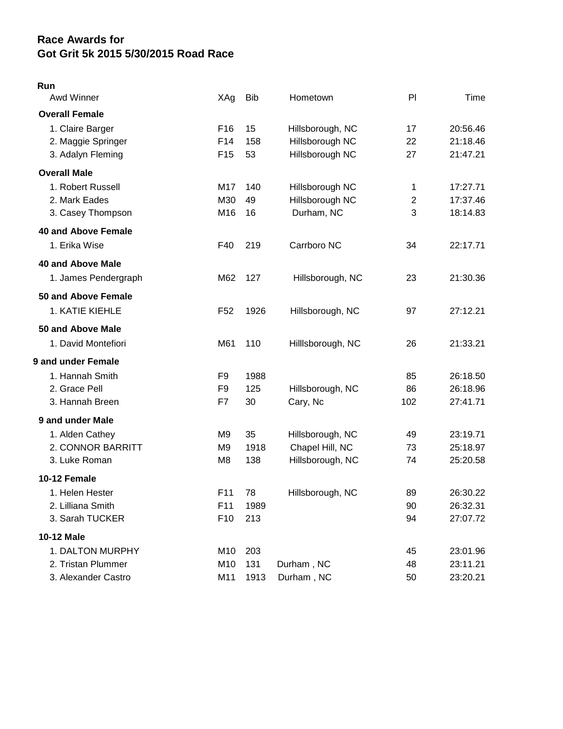# Race Awards for
# Got Grit 5k 2015 5/30/2015 Road Race

**Run**

| Awd Winner | XAg | Bib | Hometown | Pl | Time |
|---|---|---|---|---|---|
| **Overall Female** | | | | | |
| 1. Claire Barger | F16 | 15 | Hillsborough, NC | 17 | 20:56.46 |
| 2. Maggie Springer | F14 | 158 | Hillsborough NC | 22 | 21:18.46 |
| 3. Adalyn Fleming | F15 | 53 | Hillsborough NC | 27 | 21:47.21 |
| **Overall Male** | | | | | |
| 1. Robert Russell | M17 | 140 | Hillsborough NC | 1 | 17:27.71 |
| 2. Mark Eades | M30 | 49 | Hillsborough NC | 2 | 17:37.46 |
| 3. Casey Thompson | M16 | 16 | Durham, NC | 3 | 18:14.83 |
| **40 and Above Female** | | | | | |
| 1. Erika Wise | F40 | 219 | Carrboro NC | 34 | 22:17.71 |
| **40 and Above Male** | | | | | |
| 1. James Pendergraph | M62 | 127 | Hillsborough, NC | 23 | 21:30.36 |
| **50 and Above Female** | | | | | |
| 1. KATIE KIEHLE | F52 | 1926 | Hillsborough, NC | 97 | 27:12.21 |
| **50 and Above Male** | | | | | |
| 1. David Montefiori | M61 | 110 | Hilllsborough, NC | 26 | 21:33.21 |
| **9 and under Female** | | | | | |
| 1. Hannah Smith | F9 | 1988 | | 85 | 26:18.50 |
| 2. Grace Pell | F9 | 125 | Hillsborough, NC | 86 | 26:18.96 |
| 3. Hannah Breen | F7 | 30 | Cary, Nc | 102 | 27:41.71 |
| **9 and under Male** | | | | | |
| 1. Alden Cathey | M9 | 35 | Hillsborough, NC | 49 | 23:19.71 |
| 2. CONNOR BARRITT | M9 | 1918 | Chapel Hill, NC | 73 | 25:18.97 |
| 3. Luke Roman | M8 | 138 | Hillsborough, NC | 74 | 25:20.58 |
| **10-12 Female** | | | | | |
| 1. Helen Hester | F11 | 78 | Hillsborough, NC | 89 | 26:30.22 |
| 2. Lilliana Smith | F11 | 1989 | | 90 | 26:32.31 |
| 3. Sarah TUCKER | F10 | 213 | | 94 | 27:07.72 |
| **10-12 Male** | | | | | |
| 1. DALTON MURPHY | M10 | 203 | | 45 | 23:01.96 |
| 2. Tristan Plummer | M10 | 131 | Durham , NC | 48 | 23:11.21 |
| 3. Alexander Castro | M11 | 1913 | Durham , NC | 50 | 23:20.21 |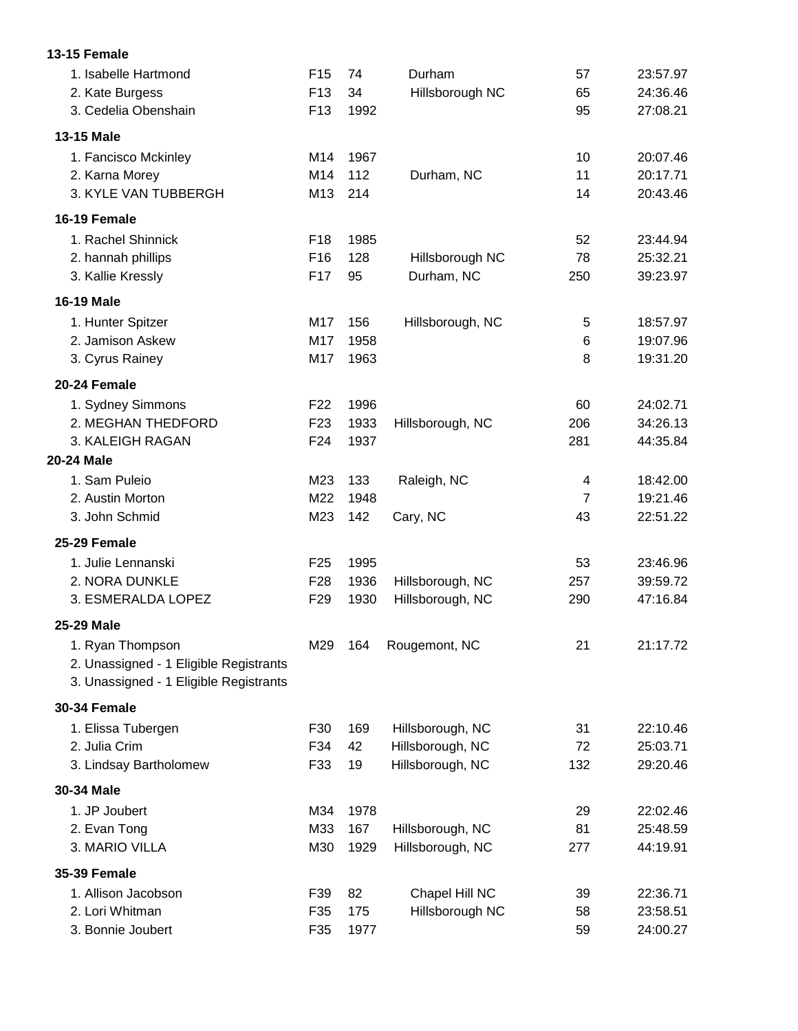**13-15 Female**

| Place/Name | Div | Bib | City | Overall | Time |
|---|---|---|---|---|---|
| 1. Isabelle Hartmond | F15 | 74 | Durham | 57 | 23:57.97 |
| 2. Kate Burgess | F13 | 34 | Hillsborough NC | 65 | 24:36.46 |
| 3. Cedelia Obenshain | F13 | 1992 | | 95 | 27:08.21 |

**13-15 Male**

| Place/Name | Div | Bib | City | Overall | Time |
|---|---|---|---|---|---|
| 1. Fancisco Mckinley | M14 | 1967 | | 10 | 20:07.46 |
| 2. Karna Morey | M14 | 112 | Durham, NC | 11 | 20:17.71 |
| 3. KYLE VAN TUBBERGH | M13 | 214 | | 14 | 20:43.46 |

**16-19 Female**

| Place/Name | Div | Bib | City | Overall | Time |
|---|---|---|---|---|---|
| 1. Rachel Shinnick | F18 | 1985 | | 52 | 23:44.94 |
| 2. hannah phillips | F16 | 128 | Hillsborough NC | 78 | 25:32.21 |
| 3. Kallie Kressly | F17 | 95 | Durham, NC | 250 | 39:23.97 |

**16-19 Male**

| Place/Name | Div | Bib | City | Overall | Time |
|---|---|---|---|---|---|
| 1. Hunter Spitzer | M17 | 156 | Hillsborough, NC | 5 | 18:57.97 |
| 2. Jamison Askew | M17 | 1958 | | 6 | 19:07.96 |
| 3. Cyrus Rainey | M17 | 1963 | | 8 | 19:31.20 |

**20-24 Female**

| Place/Name | Div | Bib | City | Overall | Time |
|---|---|---|---|---|---|
| 1. Sydney Simmons | F22 | 1996 | | 60 | 24:02.71 |
| 2. MEGHAN THEDFORD | F23 | 1933 | Hillsborough, NC | 206 | 34:26.13 |
| 3. KALEIGH RAGAN | F24 | 1937 | | 281 | 44:35.84 |

**20-24 Male**

| Place/Name | Div | Bib | City | Overall | Time |
|---|---|---|---|---|---|
| 1. Sam Puleio | M23 | 133 | Raleigh, NC | 4 | 18:42.00 |
| 2. Austin Morton | M22 | 1948 | | 7 | 19:21.46 |
| 3. John Schmid | M23 | 142 | Cary, NC | 43 | 22:51.22 |

**25-29 Female**

| Place/Name | Div | Bib | City | Overall | Time |
|---|---|---|---|---|---|
| 1. Julie Lennanski | F25 | 1995 | | 53 | 23:46.96 |
| 2. NORA DUNKLE | F28 | 1936 | Hillsborough, NC | 257 | 39:59.72 |
| 3. ESMERALDA LOPEZ | F29 | 1930 | Hillsborough, NC | 290 | 47:16.84 |

**25-29 Male**

| Place/Name | Div | Bib | City | Overall | Time |
|---|---|---|---|---|---|
| 1. Ryan Thompson | M29 | 164 | Rougemont, NC | 21 | 21:17.72 |
| 2. Unassigned - 1 Eligible Registrants | | | | | |
| 3. Unassigned - 1 Eligible Registrants | | | | | |

**30-34 Female**

| Place/Name | Div | Bib | City | Overall | Time |
|---|---|---|---|---|---|
| 1. Elissa Tubergen | F30 | 169 | Hillsborough, NC | 31 | 22:10.46 |
| 2. Julia Crim | F34 | 42 | Hillsborough, NC | 72 | 25:03.71 |
| 3. Lindsay Bartholomew | F33 | 19 | Hillsborough, NC | 132 | 29:20.46 |

**30-34 Male**

| Place/Name | Div | Bib | City | Overall | Time |
|---|---|---|---|---|---|
| 1. JP Joubert | M34 | 1978 | | 29 | 22:02.46 |
| 2. Evan Tong | M33 | 167 | Hillsborough, NC | 81 | 25:48.59 |
| 3. MARIO VILLA | M30 | 1929 | Hillsborough, NC | 277 | 44:19.91 |

**35-39 Female**

| Place/Name | Div | Bib | City | Overall | Time |
|---|---|---|---|---|---|
| 1. Allison Jacobson | F39 | 82 | Chapel Hill NC | 39 | 22:36.71 |
| 2. Lori Whitman | F35 | 175 | Hillsborough NC | 58 | 23:58.51 |
| 3. Bonnie Joubert | F35 | 1977 | | 59 | 24:00.27 |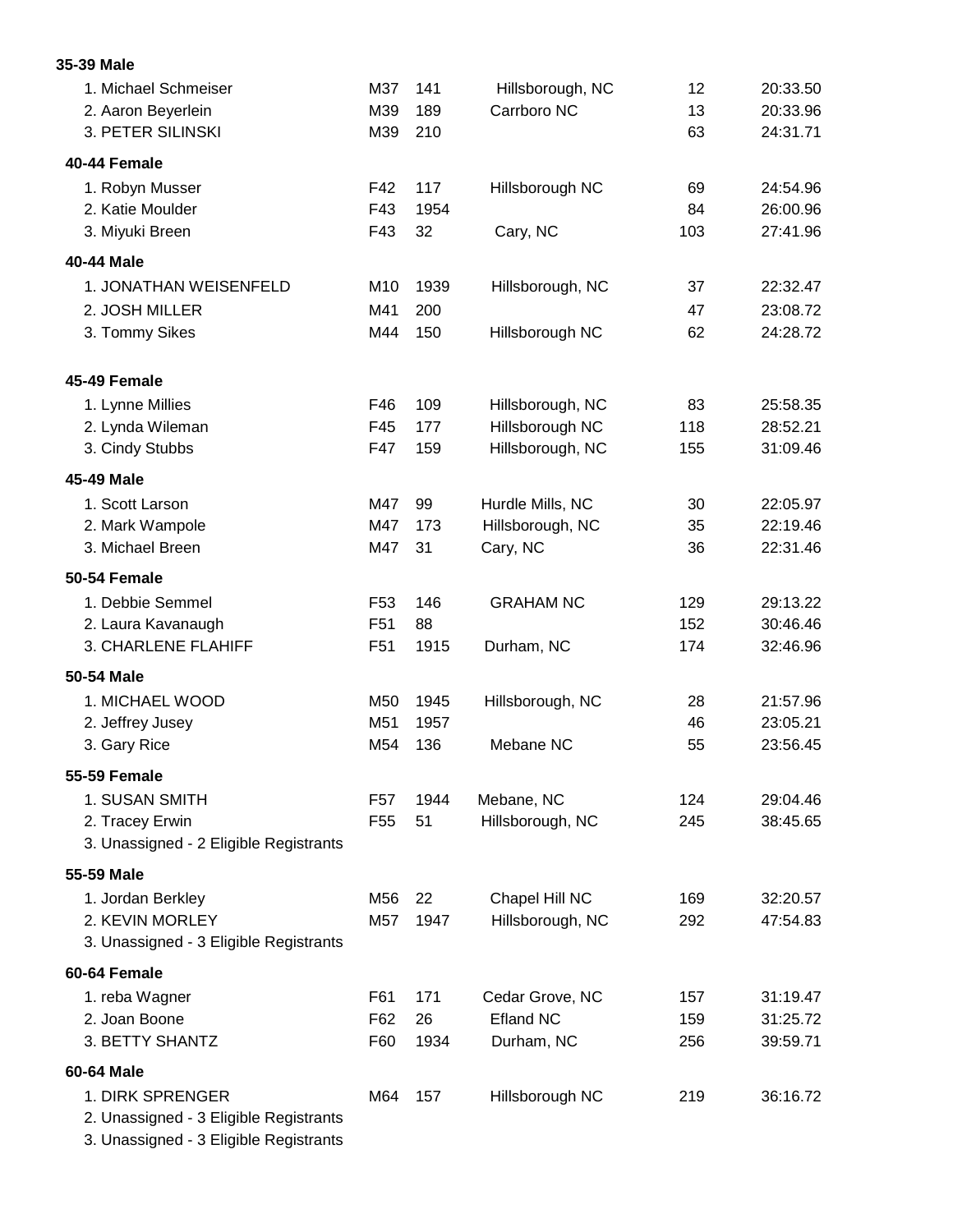**35-39 Male**

| | | | | | |
|---|---|---|---|---|---|
| 1. Michael Schmeiser | M37 | 141 | Hillsborough, NC | 12 | 20:33.50 |
| 2. Aaron Beyerlein | M39 | 189 | Carrboro NC | 13 | 20:33.96 |
| 3. PETER SILINSKI | M39 | 210 | | 63 | 24:31.71 |

**40-44 Female**

| | | | | | |
|---|---|---|---|---|---|
| 1. Robyn Musser | F42 | 117 | Hillsborough NC | 69 | 24:54.96 |
| 2. Katie Moulder | F43 | 1954 | | 84 | 26:00.96 |
| 3. Miyuki Breen | F43 | 32 | Cary, NC | 103 | 27:41.96 |

**40-44 Male**

| | | | | | |
|---|---|---|---|---|---|
| 1. JONATHAN WEISENFELD | M10 | 1939 | Hillsborough, NC | 37 | 22:32.47 |
| 2. JOSH MILLER | M41 | 200 | | 47 | 23:08.72 |
| 3. Tommy Sikes | M44 | 150 | Hillsborough NC | 62 | 24:28.72 |

**45-49 Female**

| | | | | | |
|---|---|---|---|---|---|
| 1. Lynne Millies | F46 | 109 | Hillsborough, NC | 83 | 25:58.35 |
| 2. Lynda Wileman | F45 | 177 | Hillsborough NC | 118 | 28:52.21 |
| 3. Cindy Stubbs | F47 | 159 | Hillsborough, NC | 155 | 31:09.46 |

**45-49 Male**

| | | | | | |
|---|---|---|---|---|---|
| 1. Scott Larson | M47 | 99 | Hurdle Mills, NC | 30 | 22:05.97 |
| 2. Mark Wampole | M47 | 173 | Hillsborough, NC | 35 | 22:19.46 |
| 3. Michael Breen | M47 | 31 | Cary, NC | 36 | 22:31.46 |

**50-54 Female**

| | | | | | |
|---|---|---|---|---|---|
| 1. Debbie Semmel | F53 | 146 | GRAHAM NC | 129 | 29:13.22 |
| 2. Laura Kavanaugh | F51 | 88 | | 152 | 30:46.46 |
| 3. CHARLENE FLAHIFF | F51 | 1915 | Durham, NC | 174 | 32:46.96 |

**50-54 Male**

| | | | | | |
|---|---|---|---|---|---|
| 1. MICHAEL WOOD | M50 | 1945 | Hillsborough, NC | 28 | 21:57.96 |
| 2. Jeffrey Jusey | M51 | 1957 | | 46 | 23:05.21 |
| 3. Gary Rice | M54 | 136 | Mebane NC | 55 | 23:56.45 |

**55-59 Female**

| | | | | | |
|---|---|---|---|---|---|
| 1. SUSAN SMITH | F57 | 1944 | Mebane, NC | 124 | 29:04.46 |
| 2. Tracey Erwin | F55 | 51 | Hillsborough, NC | 245 | 38:45.65 |
| 3. Unassigned - 2 Eligible Registrants | | | | | |

**55-59 Male**

| | | | | | |
|---|---|---|---|---|---|
| 1. Jordan Berkley | M56 | 22 | Chapel Hill NC | 169 | 32:20.57 |
| 2. KEVIN MORLEY | M57 | 1947 | Hillsborough, NC | 292 | 47:54.83 |
| 3. Unassigned - 3 Eligible Registrants | | | | | |

**60-64 Female**

| | | | | | |
|---|---|---|---|---|---|
| 1. reba Wagner | F61 | 171 | Cedar Grove, NC | 157 | 31:19.47 |
| 2. Joan Boone | F62 | 26 | Efland NC | 159 | 31:25.72 |
| 3. BETTY SHANTZ | F60 | 1934 | Durham, NC | 256 | 39:59.71 |

**60-64 Male**

| | | | | | |
|---|---|---|---|---|---|
| 1. DIRK SPRENGER | M64 | 157 | Hillsborough NC | 219 | 36:16.72 |
| 2. Unassigned - 3 Eligible Registrants | | | | | |
| 3. Unassigned - 3 Eligible Registrants | | | | | |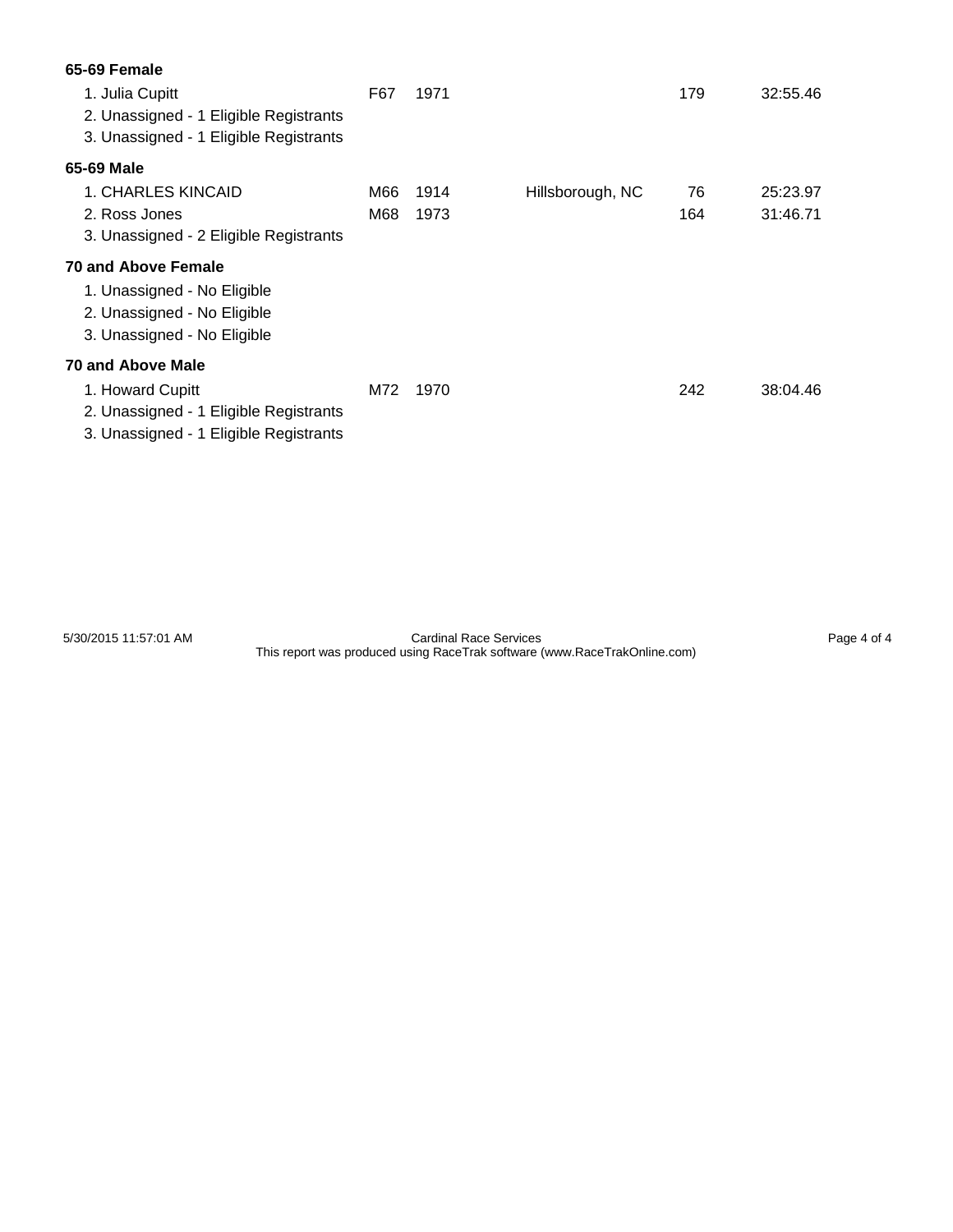**65-69 Female**

| | | | | | |
|---|---|---|---|---|---|
| 1. Julia Cupitt | F67 | 1971 | | 179 | 32:55.46 |
| 2. Unassigned - 1 Eligible Registrants | | | | | |
| 3. Unassigned - 1 Eligible Registrants | | | | | |

**65-69 Male**

| | | | | | |
|---|---|---|---|---|---|
| 1. CHARLES KINCAID | M66 | 1914 | Hillsborough, NC | 76 | 25:23.97 |
| 2. Ross Jones | M68 | 1973 | | 164 | 31:46.71 |
| 3. Unassigned - 2 Eligible Registrants | | | | | |

**70 and Above Female**

1. Unassigned - No Eligible
2. Unassigned - No Eligible
3. Unassigned - No Eligible

**70 and Above Male**

| | | | | | |
|---|---|---|---|---|---|
| 1. Howard Cupitt | M72 | 1970 | | 242 | 38:04.46 |
| 2. Unassigned - 1 Eligible Registrants | | | | | |
| 3. Unassigned - 1 Eligible Registrants | | | | | |

5/30/2015 11:57:01 AM Cardinal Race Services
This report was produced using RaceTrak software (www.RaceTrakOnline.com)